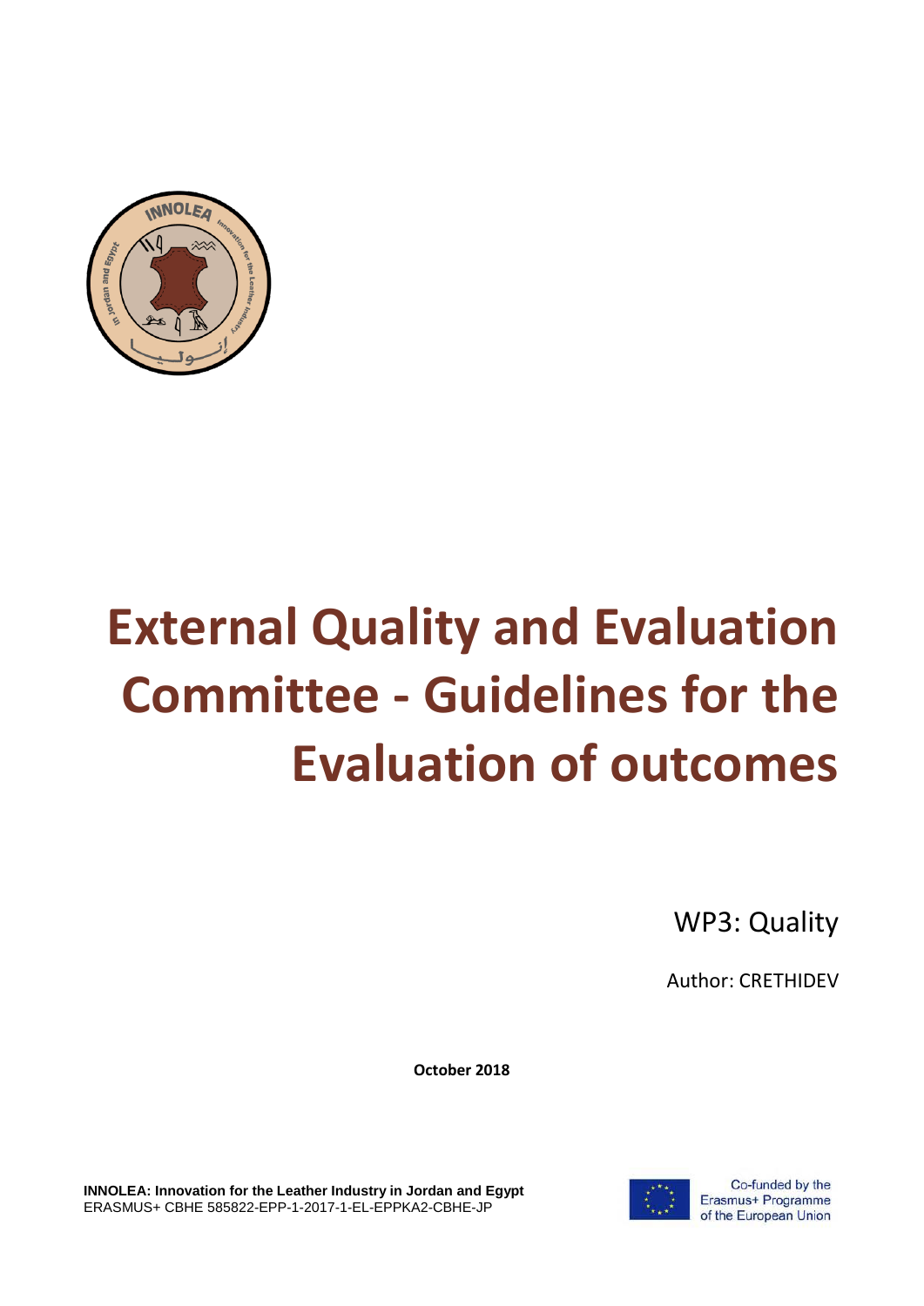# External Quality and Evaluation Committee - Guidelines for the Evaluation of outcomes

WP3: Quality

Author: CRETHIDEV

**October 2018**

**INNOLEA: Innovation for the Leather Industry in Jordan and Egypt**
ERASMUS+ CBHE 585822-EPP-1-2017-1-EL-EPPKA2-CBHE-JP

Co-funded by the Erasmus+ Programme of the European Union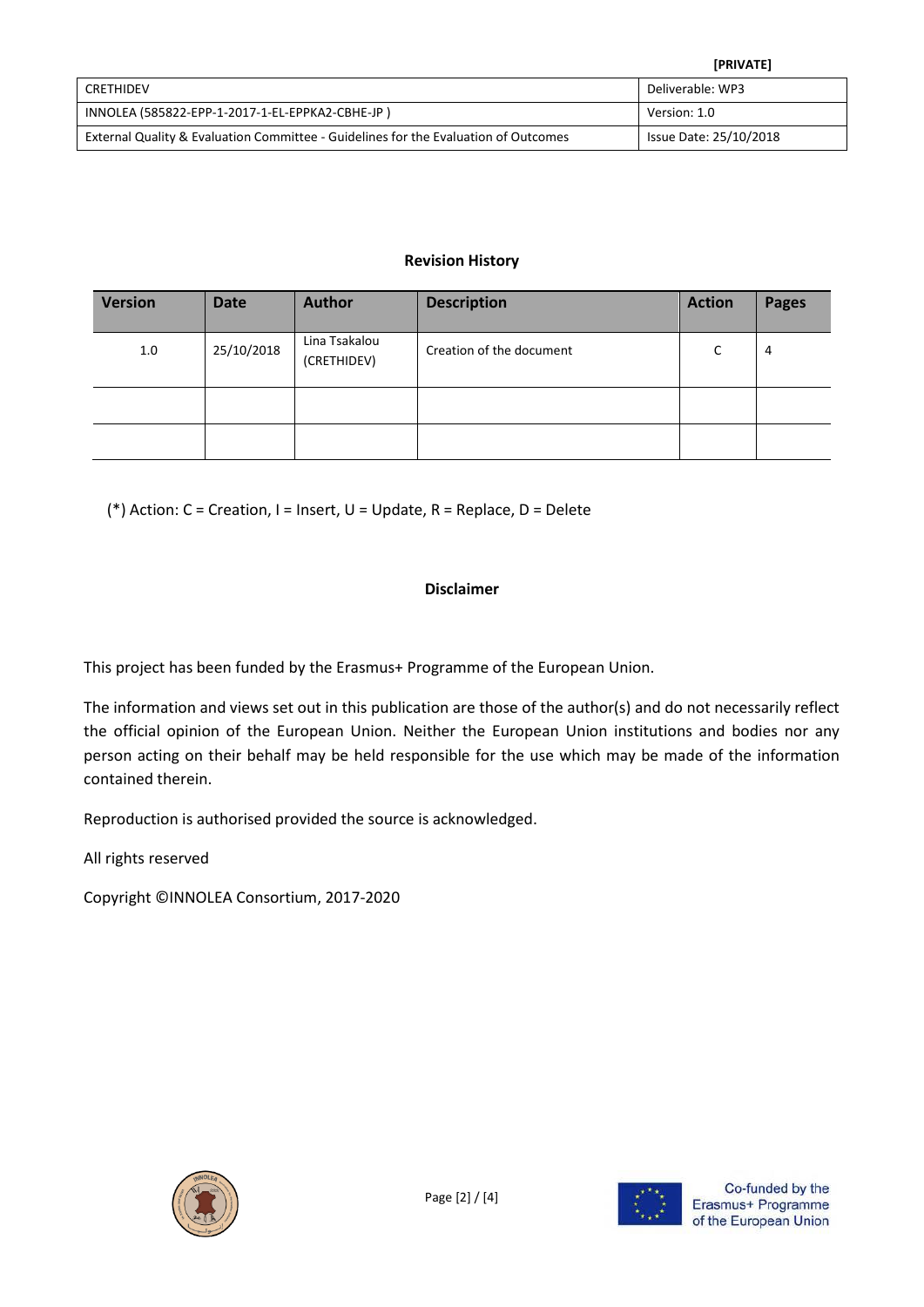## Revision History

| Version | Date | Author | Description | Action | Pages |
|---|---|---|---|---|---|
| 1.0 | 25/10/2018 | Lina Tsakalou (CRETHIDEV) | Creation of the document | C | 4 |
| | | | | | |
| | | | | | |

(*) Action: C = Creation, I = Insert, U = Update, R = Replace, D = Delete

## Disclaimer

This project has been funded by the Erasmus+ Programme of the European Union.

The information and views set out in this publication are those of the author(s) and do not necessarily reflect the official opinion of the European Union. Neither the European Union institutions and bodies nor any person acting on their behalf may be held responsible for the use which may be made of the information contained therein.

Reproduction is authorised provided the source is acknowledged.

All rights reserved

Copyright ©INNOLEA Consortium, 2017-2020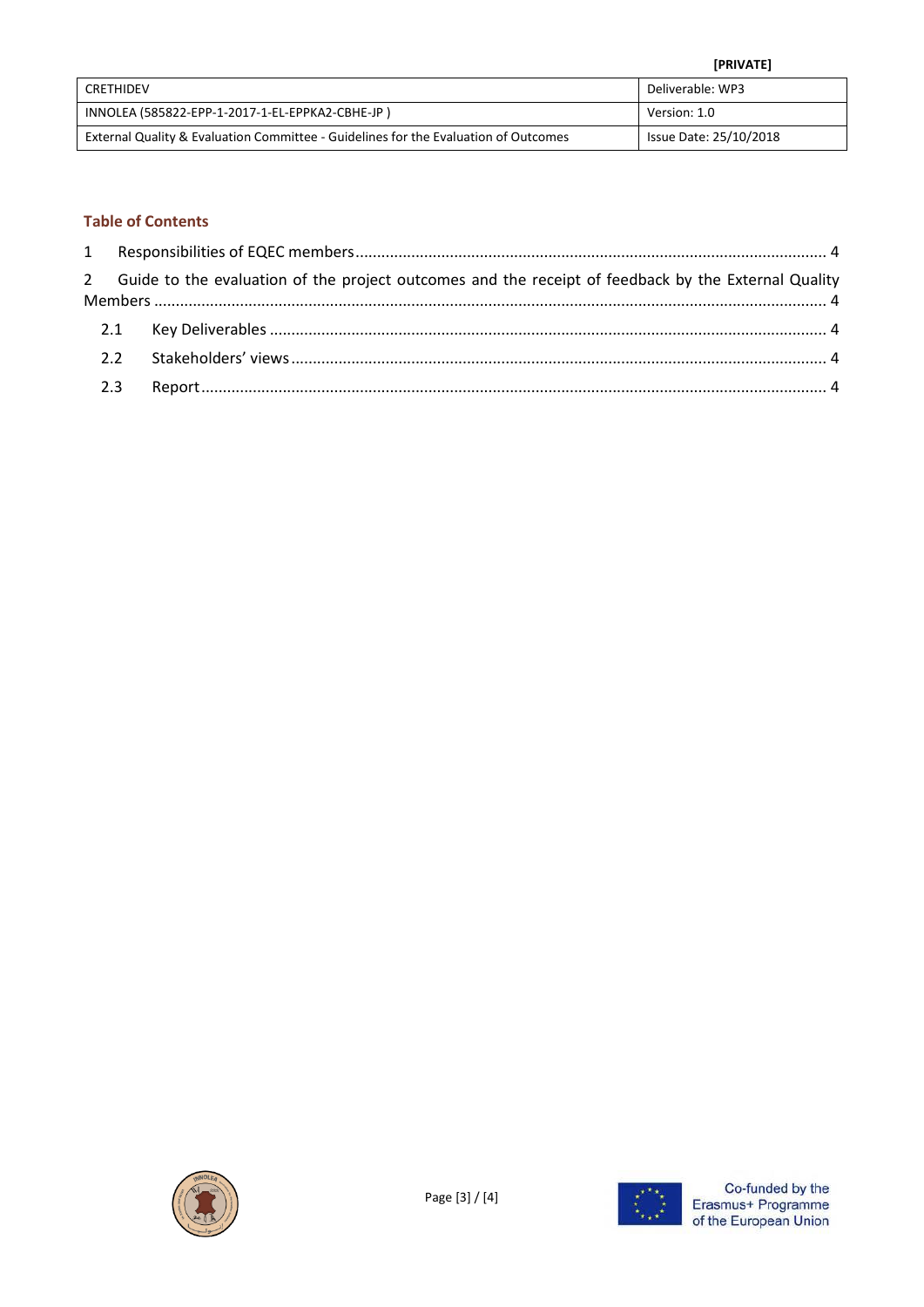## Table of Contents

1 Responsibilities of EQEC members ........ 4

2 Guide to the evaluation of the project outcomes and the receipt of feedback by the External Quality Members ........ 4

- 2.1 Key Deliverables ........ 4
- 2.2 Stakeholders' views ........ 4
- 2.3 Report ........ 4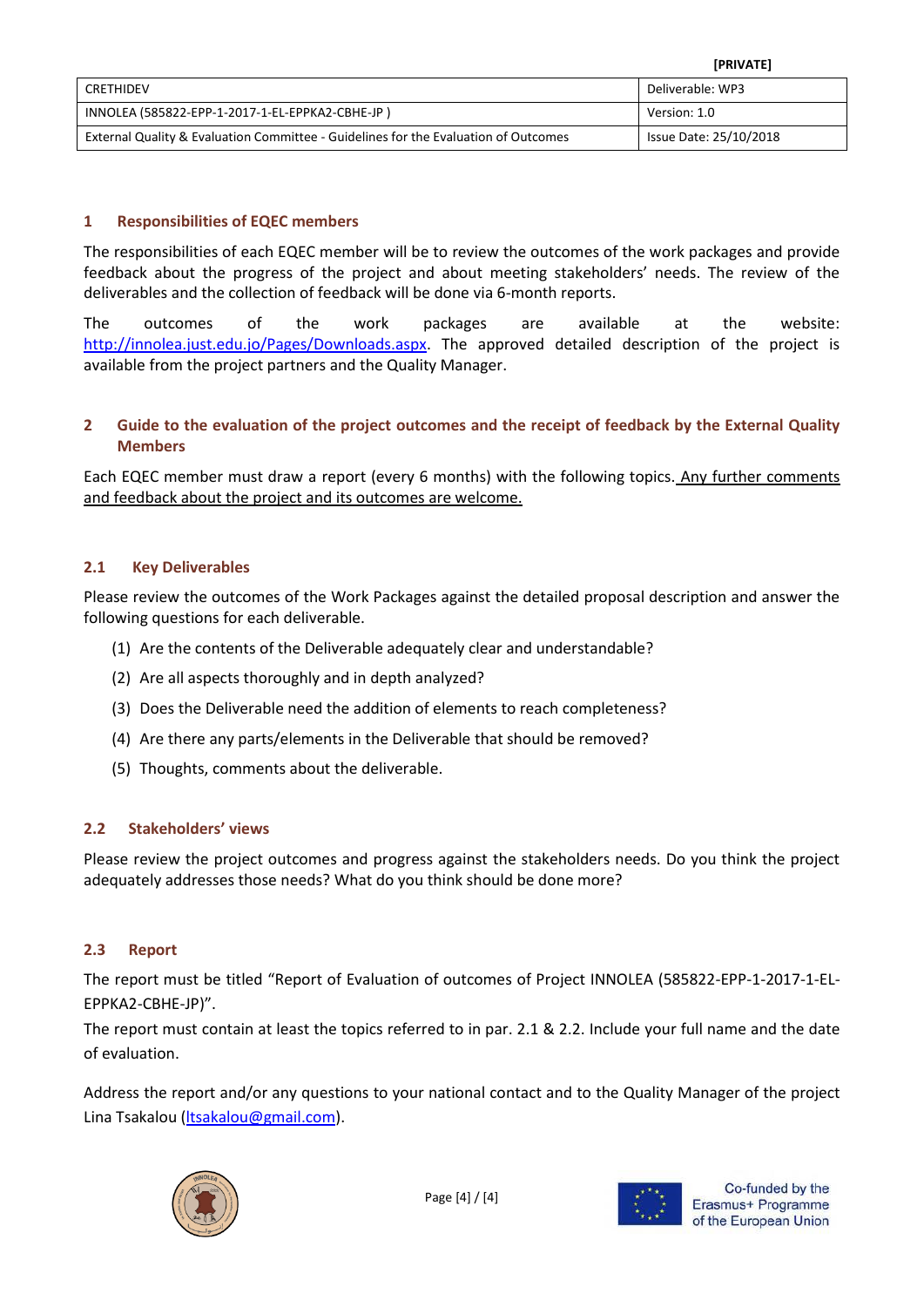## 1 Responsibilities of EQEC members

The responsibilities of each EQEC member will be to review the outcomes of the work packages and provide feedback about the progress of the project and about meeting stakeholders' needs. The review of the deliverables and the collection of feedback will be done via 6-month reports.

The outcomes of the work packages are available at the website: http://innolea.just.edu.jo/Pages/Downloads.aspx. The approved detailed description of the project is available from the project partners and the Quality Manager.

## 2 Guide to the evaluation of the project outcomes and the receipt of feedback by the External Quality Members

Each EQEC member must draw a report (every 6 months) with the following topics. Any further comments and feedback about the project and its outcomes are welcome.

### 2.1 Key Deliverables

Please review the outcomes of the Work Packages against the detailed proposal description and answer the following questions for each deliverable.

(1) Are the contents of the Deliverable adequately clear and understandable?

(2) Are all aspects thoroughly and in depth analyzed?

(3) Does the Deliverable need the addition of elements to reach completeness?

(4) Are there any parts/elements in the Deliverable that should be removed?

(5) Thoughts, comments about the deliverable.

### 2.2 Stakeholders' views

Please review the project outcomes and progress against the stakeholders needs. Do you think the project adequately addresses those needs? What do you think should be done more?

### 2.3 Report

The report must be titled "Report of Evaluation of outcomes of Project INNOLEA (585822-EPP-1-2017-1-EL-EPPKA2-CBHE-JP)".

The report must contain at least the topics referred to in par. 2.1 & 2.2. Include your full name and the date of evaluation.

Address the report and/or any questions to your national contact and to the Quality Manager of the project Lina Tsakalou (ltsakalou@gmail.com).